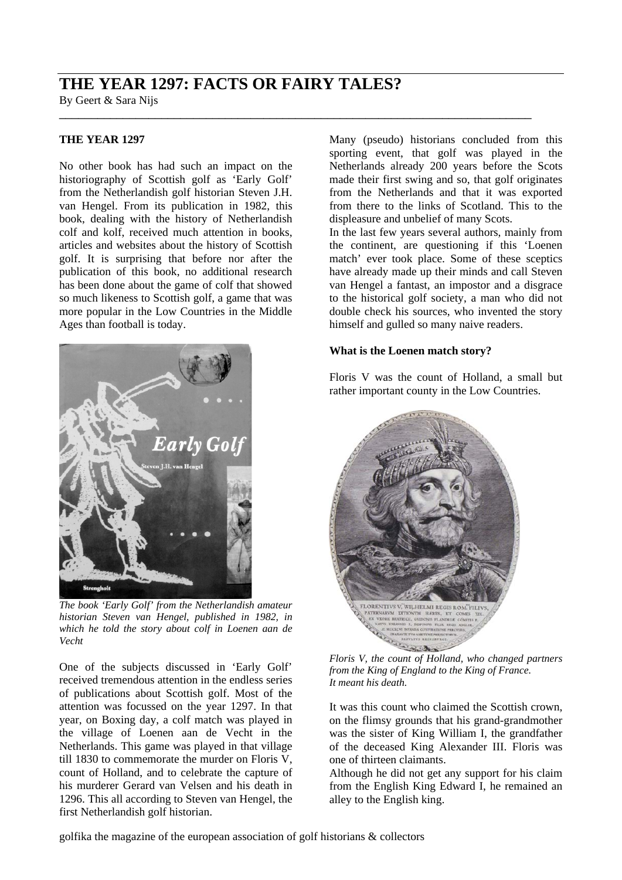# THE YEAR 1297: FACTS OR FAIRY TALES?

By Geert & Sara Nijs

## THE YEAR 1297

No other book has had such an impact on the historiography of Scottish golf as 'Early Golf' from the Netherlandish golf historian Steven J.H. van Hengel. From its publication in 1982, this book, dealing with the history of Netherlandish colf and kolf, received much attention in books, articles and websites about the history of Scottish golf. It is surprising that before nor after the publication of this book, no additional research has been done about the game of colf that showed so much likeness to Scottish golf, a game that was more popular in the Low Countries in the Middle Ages than football is today.

*The book 'Early Golf' from the Netherlandish amateur historian Steven van Hengel, published in 1982, in which he told the story about colf in Loenen aan de Vecht*

One of the subjects discussed in 'Early Golf' received tremendous attention in the endless series of publications about Scottish golf. Most of the attention was focussed on the year 1297. In that year, on Boxing day, a colf match was played in the village of Loenen aan de Vecht in the Netherlands. This game was played in that village till 1830 to commemorate the murder on Floris V, count of Holland, and to celebrate the capture of his murderer Gerard van Velsen and his death in 1296. This all according to Steven van Hengel, the first Netherlandish golf historian.

Many (pseudo) historians concluded from this sporting event, that golf was played in the Netherlands already 200 years before the Scots made their first swing and so, that golf originates from the Netherlands and that it was exported from there to the links of Scotland. This to the displeasure and unbelief of many Scots.

In the last few years several authors, mainly from the continent, are questioning if this 'Loenen match' ever took place. Some of these sceptics have already made up their minds and call Steven van Hengel a fantast, an impostor and a disgrace to the historical golf society, a man who did not double check his sources, who invented the story himself and gulled so many naive readers.

### What is the Loenen match story?

Floris V was the count of Holland, a small but rather important county in the Low Countries.

*Floris V, the count of Holland, who changed partners from the King of England to the King of France. It meant his death.*

It was this count who claimed the Scottish crown, on the flimsy grounds that his grand-grandmother was the sister of King William I, the grandfather of the deceased King Alexander III. Floris was one of thirteen claimants.

Although he did not get any support for his claim from the English King Edward I, he remained an alley to the English king.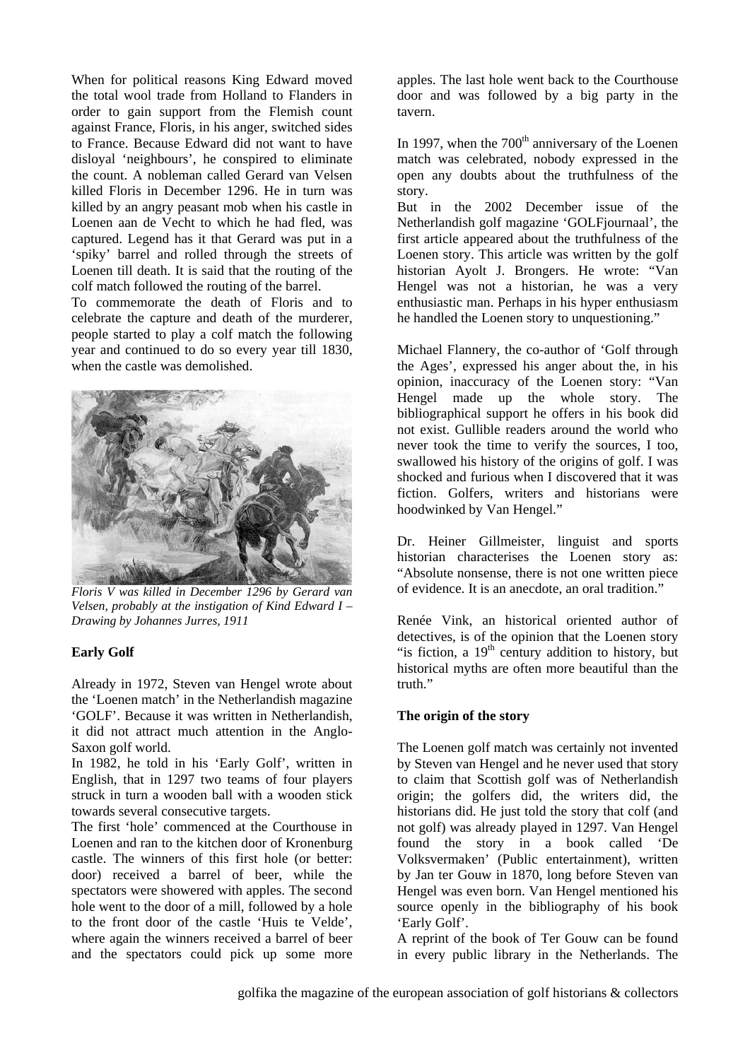When for political reasons King Edward moved the total wool trade from Holland to Flanders in order to gain support from the Flemish count against France, Floris, in his anger, switched sides to France. Because Edward did not want to have disloyal 'neighbours', he conspired to eliminate the count. A nobleman called Gerard van Velsen killed Floris in December 1296. He in turn was killed by an angry peasant mob when his castle in Loenen aan de Vecht to which he had fled, was captured. Legend has it that Gerard was put in a 'spiky' barrel and rolled through the streets of Loenen till death. It is said that the routing of the colf match followed the routing of the barrel.

To commemorate the death of Floris and to celebrate the capture and death of the murderer, people started to play a colf match the following year and continued to do so every year till 1830, when the castle was demolished.

*Floris V was killed in December 1296 by Gerard van Velsen, probably at the instigation of Kind Edward I – Drawing by Johannes Jurres, 1911*

**Early Golf**

Already in 1972, Steven van Hengel wrote about the 'Loenen match' in the Netherlandish magazine 'GOLF'. Because it was written in Netherlandish, it did not attract much attention in the Anglo-Saxon golf world.

In 1982, he told in his 'Early Golf', written in English, that in 1297 two teams of four players struck in turn a wooden ball with a wooden stick towards several consecutive targets.

The first 'hole' commenced at the Courthouse in Loenen and ran to the kitchen door of Kronenburg castle. The winners of this first hole (or better: door) received a barrel of beer, while the spectators were showered with apples. The second hole went to the door of a mill, followed by a hole to the front door of the castle 'Huis te Velde', where again the winners received a barrel of beer and the spectators could pick up some more apples. The last hole went back to the Courthouse door and was followed by a big party in the tavern.

In 1997, when the 700th anniversary of the Loenen match was celebrated, nobody expressed in the open any doubts about the truthfulness of the story.

But in the 2002 December issue of the Netherlandish golf magazine 'GOLFjournaal', the first article appeared about the truthfulness of the Loenen story. This article was written by the golf historian Ayolt J. Brongers. He wrote: "Van Hengel was not a historian, he was a very enthusiastic man. Perhaps in his hyper enthusiasm he handled the Loenen story to unquestioning."

Michael Flannery, the co-author of 'Golf through the Ages', expressed his anger about the, in his opinion, inaccuracy of the Loenen story: "Van Hengel made up the whole story. The bibliographical support he offers in his book did not exist. Gullible readers around the world who never took the time to verify the sources, I too, swallowed his history of the origins of golf. I was shocked and furious when I discovered that it was fiction. Golfers, writers and historians were hoodwinked by Van Hengel."

Dr. Heiner Gillmeister, linguist and sports historian characterises the Loenen story as: "Absolute nonsense, there is not one written piece of evidence. It is an anecdote, an oral tradition."

Renée Vink, an historical oriented author of detectives, is of the opinion that the Loenen story "is fiction, a 19th century addition to history, but historical myths are often more beautiful than the truth."

**The origin of the story**

The Loenen golf match was certainly not invented by Steven van Hengel and he never used that story to claim that Scottish golf was of Netherlandish origin; the golfers did, the writers did, the historians did. He just told the story that colf (and not golf) was already played in 1297. Van Hengel found the story in a book called 'De Volksvermaken' (Public entertainment), written by Jan ter Gouw in 1870, long before Steven van Hengel was even born. Van Hengel mentioned his source openly in the bibliography of his book 'Early Golf'.

A reprint of the book of Ter Gouw can be found in every public library in the Netherlands. The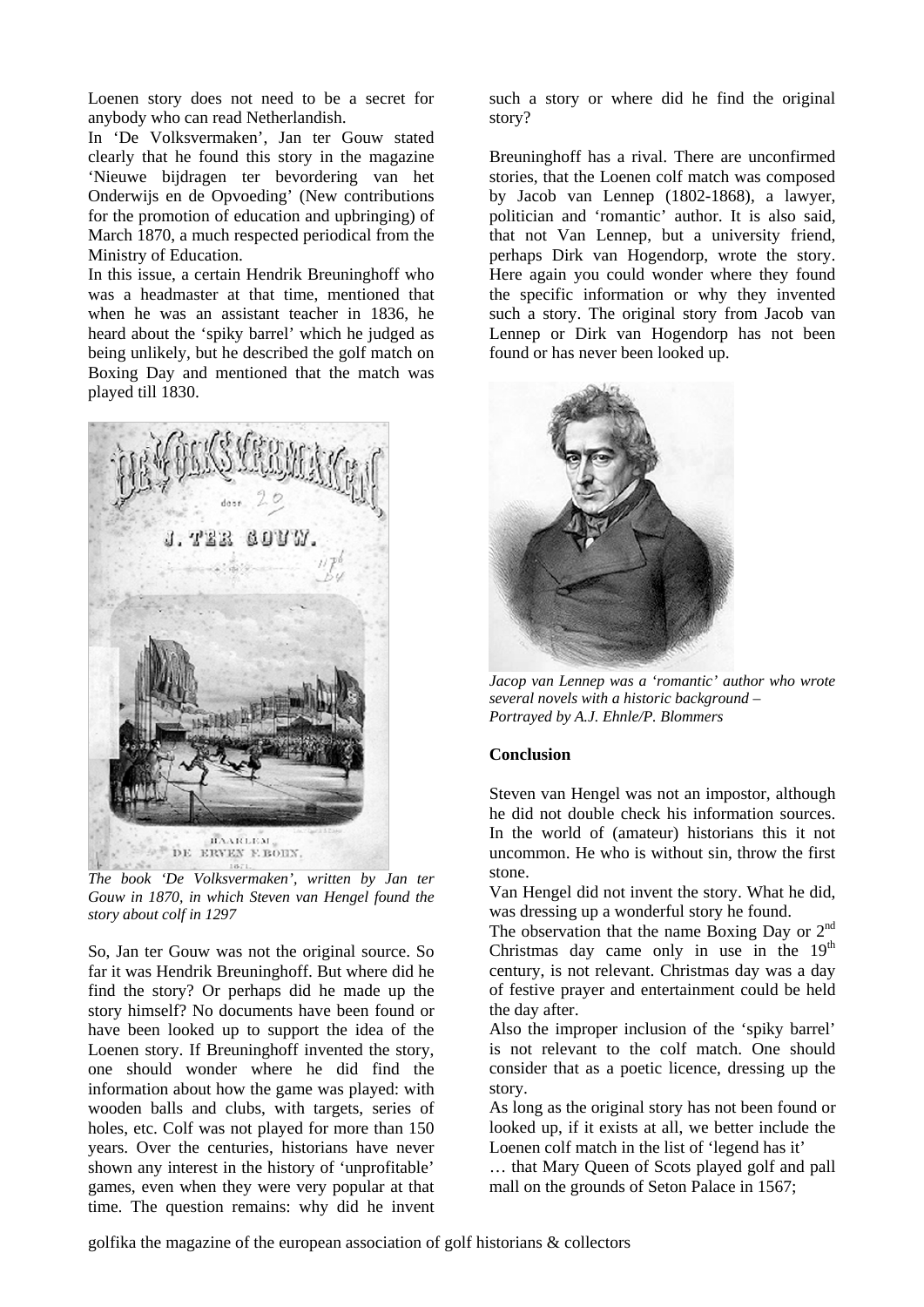Loenen story does not need to be a secret for anybody who can read Netherlandish.

In 'De Volksvermaken', Jan ter Gouw stated clearly that he found this story in the magazine 'Nieuwe bijdragen ter bevordering van het Onderwijs en de Opvoeding' (New contributions for the promotion of education and upbringing) of March 1870, a much respected periodical from the Ministry of Education.

In this issue, a certain Hendrik Breuninghoff who was a headmaster at that time, mentioned that when he was an assistant teacher in 1836, he heard about the 'spiky barrel' which he judged as being unlikely, but he described the golf match on Boxing Day and mentioned that the match was played till 1830.

*The book 'De Volksvermaken', written by Jan ter Gouw in 1870, in which Steven van Hengel found the story about colf in 1297*

So, Jan ter Gouw was not the original source. So far it was Hendrik Breuninghoff. But where did he find the story? Or perhaps did he made up the story himself? No documents have been found or have been looked up to support the idea of the Loenen story. If Breuninghoff invented the story, one should wonder where he did find the information about how the game was played: with wooden balls and clubs, with targets, series of holes, etc. Colf was not played for more than 150 years. Over the centuries, historians have never shown any interest in the history of 'unprofitable' games, even when they were very popular at that time. The question remains: why did he invent such a story or where did he find the original story?

Breuninghoff has a rival. There are unconfirmed stories, that the Loenen colf match was composed by Jacob van Lennep (1802-1868), a lawyer, politician and 'romantic' author. It is also said, that not Van Lennep, but a university friend, perhaps Dirk van Hogendorp, wrote the story. Here again you could wonder where they found the specific information or why they invented such a story. The original story from Jacob van Lennep or Dirk van Hogendorp has not been found or has never been looked up.

*Jacop van Lennep was a 'romantic' author who wrote several novels with a historic background – Portrayed by A.J. Ehnle/P. Blommers*

**Conclusion**

Steven van Hengel was not an impostor, although he did not double check his information sources. In the world of (amateur) historians this it not uncommon. He who is without sin, throw the first stone.

Van Hengel did not invent the story. What he did, was dressing up a wonderful story he found.

The observation that the name Boxing Day or 2nd Christmas day came only in use in the 19th century, is not relevant. Christmas day was a day of festive prayer and entertainment could be held the day after.

Also the improper inclusion of the 'spiky barrel' is not relevant to the colf match. One should consider that as a poetic licence, dressing up the story.

As long as the original story has not been found or looked up, if it exists at all, we better include the Loenen colf match in the list of 'legend has it'

… that Mary Queen of Scots played golf and pall mall on the grounds of Seton Palace in 1567;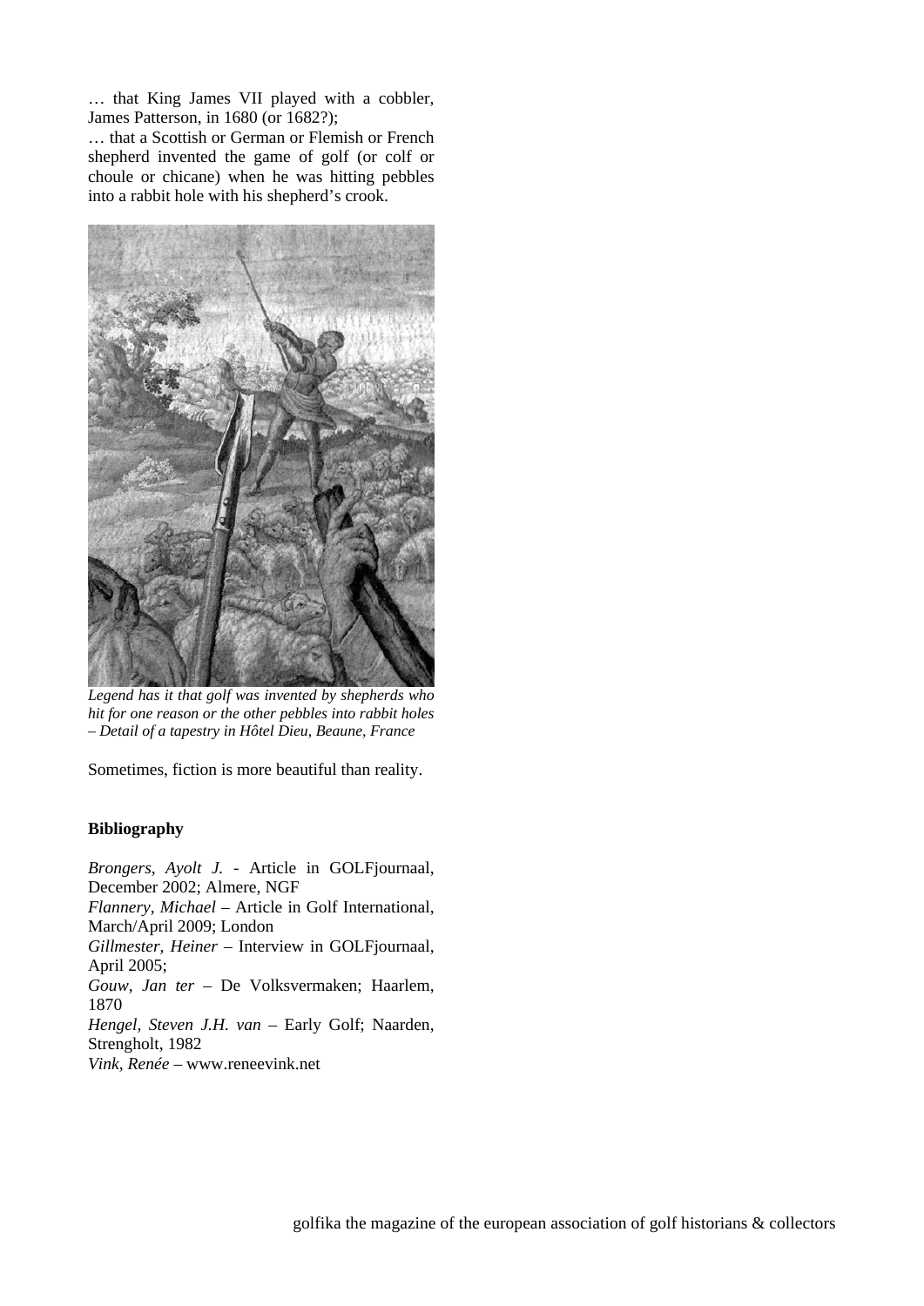… that King James VII played with a cobbler, James Patterson, in 1680 (or 1682?);

… that a Scottish or German or Flemish or French shepherd invented the game of golf (or colf or choule or chicane) when he was hitting pebbles into a rabbit hole with his shepherd's crook.

*Legend has it that golf was invented by shepherds who hit for one reason or the other pebbles into rabbit holes – Detail of a tapestry in Hôtel Dieu, Beaune, France*

Sometimes, fiction is more beautiful than reality.

**Bibliography**

*Brongers, Ayolt J.* - Article in GOLFjournaal, December 2002; Almere, NGF

*Flannery, Michael* – Article in Golf International, March/April 2009; London

*Gillmester, Heiner* – Interview in GOLFjournaal, April 2005;

*Gouw, Jan ter* – De Volksvermaken; Haarlem, 1870

*Hengel, Steven J.H. van* – Early Golf; Naarden, Strengholt, 1982

*Vink, Renée* – www.reneevink.net